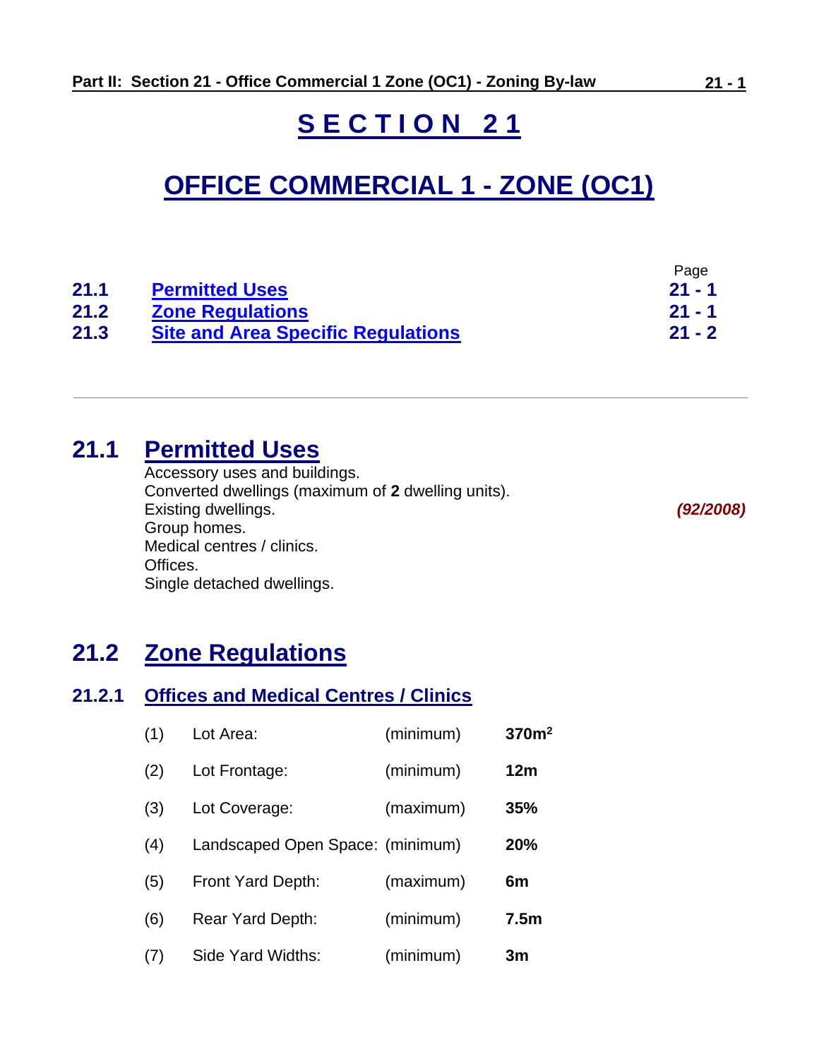# SECTION 21

# OFFICE COMMERCIAL 1 - ZONE (OC1)

| | | Page |
|---|---|---|
| **21.1** | **Permitted Uses** | **21 - 1** |
| **21.2** | **Zone Regulations** | **21 - 1** |
| **21.3** | **Site and Area Specific Regulations** | **21 - 2** |

---

## 21.1 Permitted Uses

Accessory uses and buildings.
Converted dwellings (maximum of **2** dwelling units).
Existing dwellings. ***(92/2008)***
Group homes.
Medical centres / clinics.
Offices.
Single detached dwellings.

## 21.2 Zone Regulations

### 21.2.1 Offices and Medical Centres / Clinics

| | | | |
|---|---|---|---|
| (1) | Lot Area: | (minimum) | **370m²** |
| (2) | Lot Frontage: | (minimum) | **12m** |
| (3) | Lot Coverage: | (maximum) | **35%** |
| (4) | Landscaped Open Space: | (minimum) | **20%** |
| (5) | Front Yard Depth: | (maximum) | **6m** |
| (6) | Rear Yard Depth: | (minimum) | **7.5m** |
| (7) | Side Yard Widths: | (minimum) | **3m** |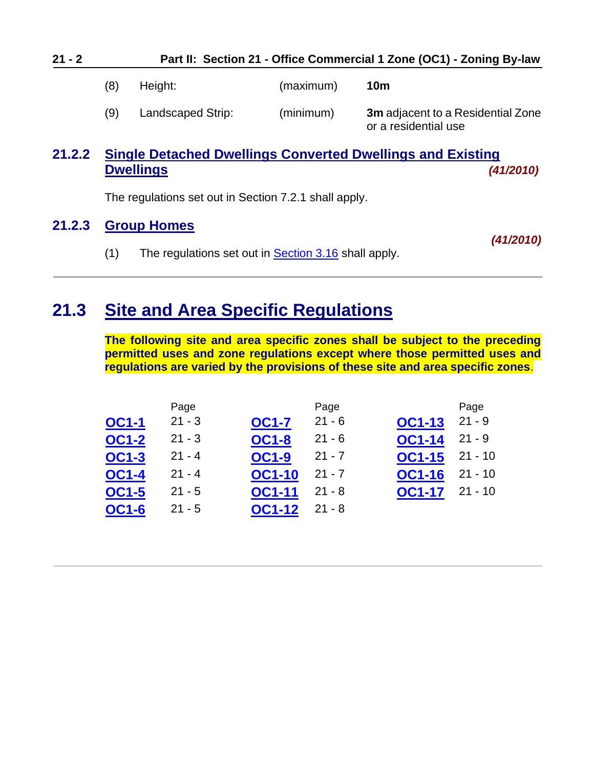(8) Height: (maximum) **10m**

(9) Landscaped Strip: (minimum) **3m** adjacent to a Residential Zone or a residential use

### 21.2.2 Single Detached Dwellings Converted Dwellings and Existing Dwellings

***(41/2010)***

The regulations set out in Section 7.2.1 shall apply.

### 21.2.3 Group Homes

***(41/2010)***

(1) The regulations set out in Section 3.16 shall apply.

## 21.3 Site and Area Specific Regulations

**The following site and area specific zones shall be subject to the preceding permitted uses and zone regulations except where those permitted uses and regulations are varied by the provisions of these site and area specific zones**.

| | Page | | Page | | Page |
|---|---|---|---|---|---|
| **OC1-1** | 21 - 3 | **OC1-7** | 21 - 6 | **OC1-13** | 21 - 9 |
| **OC1-2** | 21 - 3 | **OC1-8** | 21 - 6 | **OC1-14** | 21 - 9 |
| **OC1-3** | 21 - 4 | **OC1-9** | 21 - 7 | **OC1-15** | 21 - 10 |
| **OC1-4** | 21 - 4 | **OC1-10** | 21 - 7 | **OC1-16** | 21 - 10 |
| **OC1-5** | 21 - 5 | **OC1-11** | 21 - 8 | **OC1-17** | 21 - 10 |
| **OC1-6** | 21 - 5 | **OC1-12** | 21 - 8 | | |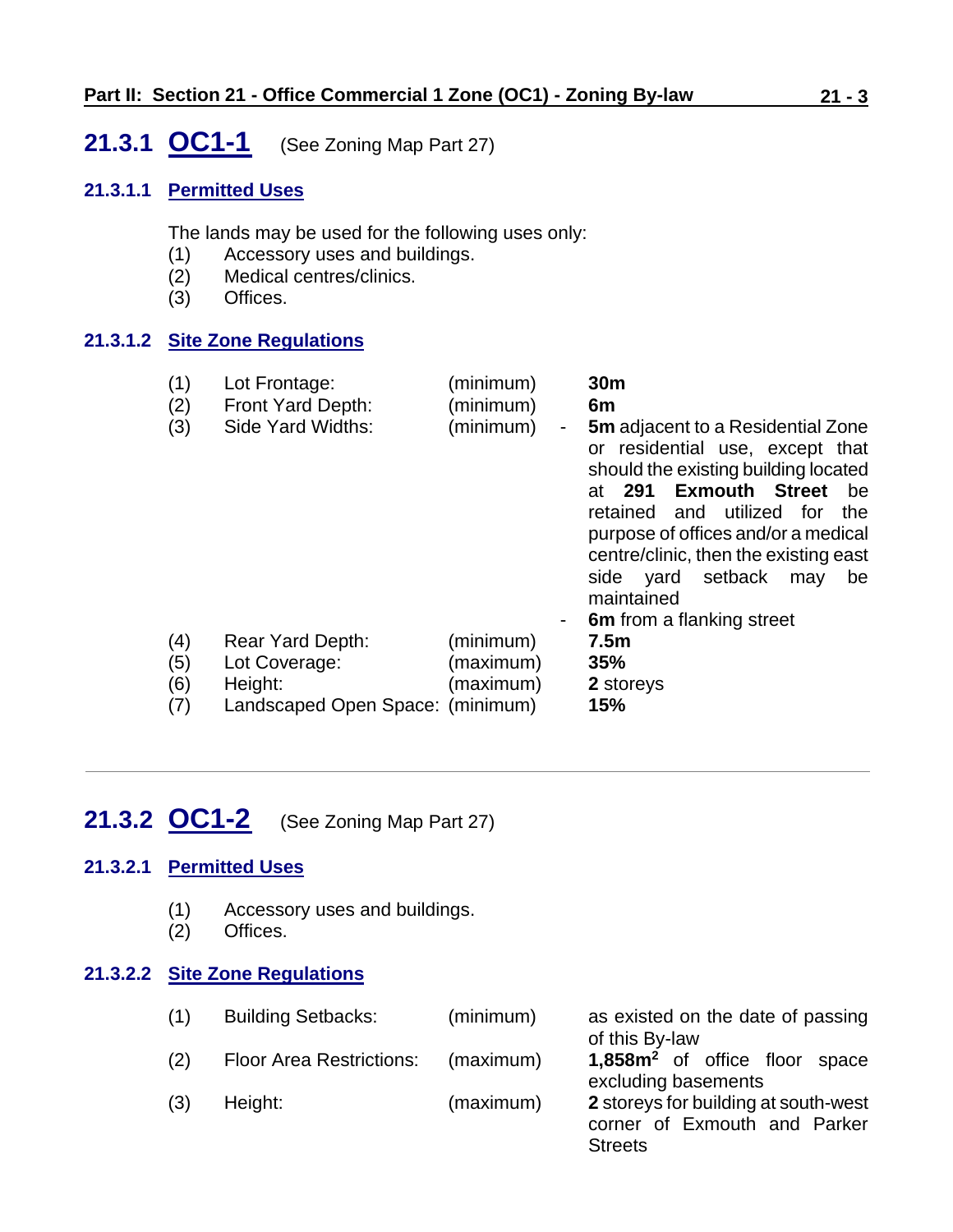## 21.3.1 OC1-1 (See Zoning Map Part 27)

### 21.3.1.1 Permitted Uses

The lands may be used for the following uses only:

(1) Accessory uses and buildings.
(2) Medical centres/clinics.
(3) Offices.

### 21.3.1.2 Site Zone Regulations

| | | | |
|---|---|---|---|
| (1) | Lot Frontage: | (minimum) | **30m** |
| (2) | Front Yard Depth: | (minimum) | **6m** |
| (3) | Side Yard Widths: | (minimum) | - **5m** adjacent to a Residential Zone or residential use, except that should the existing building located at **291 Exmouth Street** be retained and utilized for the purpose of offices and/or a medical centre/clinic, then the existing east side yard setback may be maintained<br>- **6m** from a flanking street |
| (4) | Rear Yard Depth: | (minimum) | **7.5m** |
| (5) | Lot Coverage: | (maximum) | **35%** |
| (6) | Height: | (maximum) | **2** storeys |
| (7) | Landscaped Open Space: | (minimum) | **15%** |

---

## 21.3.2 OC1-2 (See Zoning Map Part 27)

### 21.3.2.1 Permitted Uses

(1) Accessory uses and buildings.
(2) Offices.

### 21.3.2.2 Site Zone Regulations

| | | | |
|---|---|---|---|
| (1) | Building Setbacks: | (minimum) | as existed on the date of passing of this By-law |
| (2) | Floor Area Restrictions: | (maximum) | **1,858m$^2$** of office floor space excluding basements |
| (3) | Height: | (maximum) | **2** storeys for building at south-west corner of Exmouth and Parker Streets |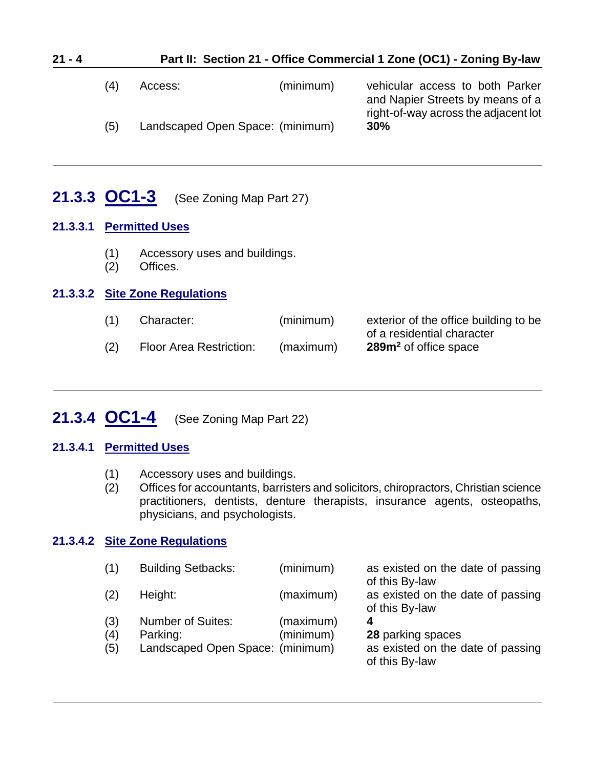| | | | |
|---|---|---|---|
| (4) | Access: | (minimum) | vehicular access to both Parker and Napier Streets by means of a right-of-way across the adjacent lot |
| (5) | Landscaped Open Space: | (minimum) | **30%** |

---

## 21.3.3 OC1-3 (See Zoning Map Part 27)

### 21.3.3.1 Permitted Uses

(1) Accessory uses and buildings.
(2) Offices.

### 21.3.3.2 Site Zone Regulations

| | | | |
|---|---|---|---|
| (1) | Character: | (minimum) | exterior of the office building to be of a residential character |
| (2) | Floor Area Restriction: | (maximum) | **289m²** of office space |

---

## 21.3.4 OC1-4 (See Zoning Map Part 22)

### 21.3.4.1 Permitted Uses

(1) Accessory uses and buildings.
(2) Offices for accountants, barristers and solicitors, chiropractors, Christian science practitioners, dentists, denture therapists, insurance agents, osteopaths, physicians, and psychologists.

### 21.3.4.2 Site Zone Regulations

| | | | |
|---|---|---|---|
| (1) | Building Setbacks: | (minimum) | as existed on the date of passing of this By-law |
| (2) | Height: | (maximum) | as existed on the date of passing of this By-law |
| (3) | Number of Suites: | (maximum) | **4** |
| (4) | Parking: | (minimum) | **28** parking spaces |
| (5) | Landscaped Open Space: | (minimum) | as existed on the date of passing of this By-law |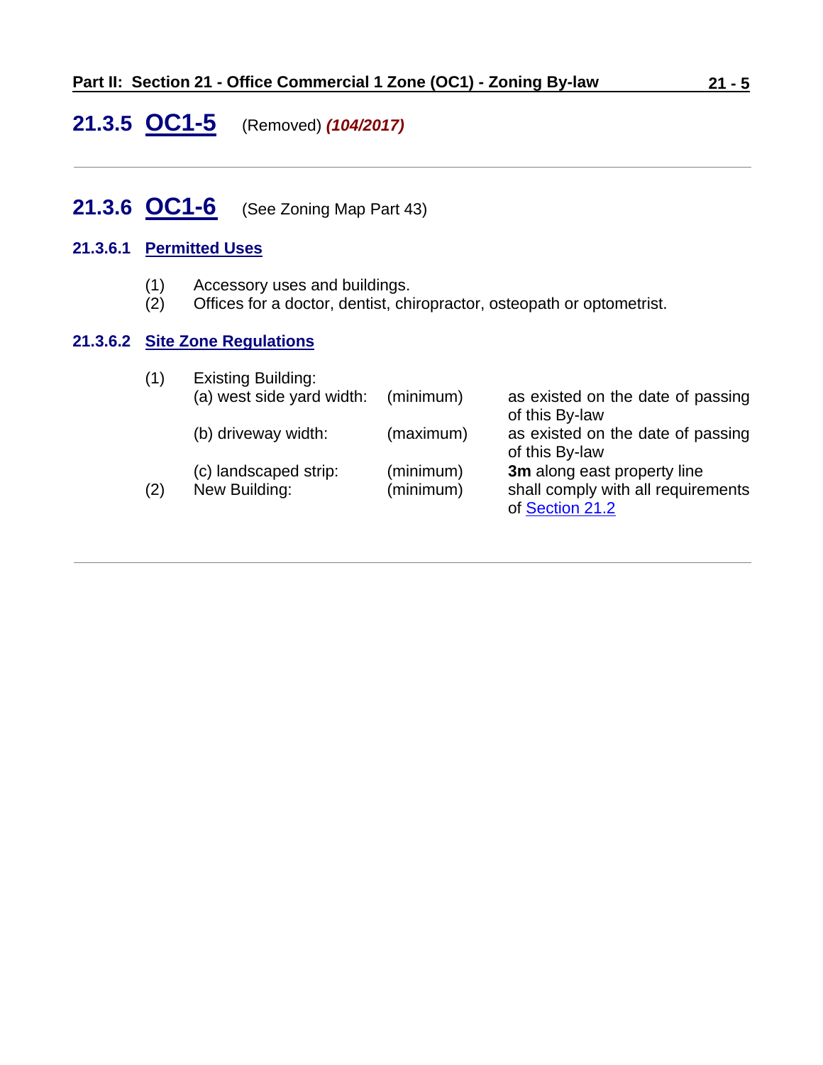## 21.3.5 OC1-5 (Removed) ***(104/2017)***

---

## 21.3.6 OC1-6 (See Zoning Map Part 43)

### 21.3.6.1 Permitted Uses

(1) Accessory uses and buildings.
(2) Offices for a doctor, dentist, chiropractor, osteopath or optometrist.

### 21.3.6.2 Site Zone Regulations

| | | | |
|---|---|---|---|
| (1) | Existing Building: | | |
| | (a) west side yard width: | (minimum) | as existed on the date of passing of this By-law |
| | (b) driveway width: | (maximum) | as existed on the date of passing of this By-law |
| | (c) landscaped strip: | (minimum) | **3m** along east property line |
| (2) | New Building: | (minimum) | shall comply with all requirements of Section 21.2 |

---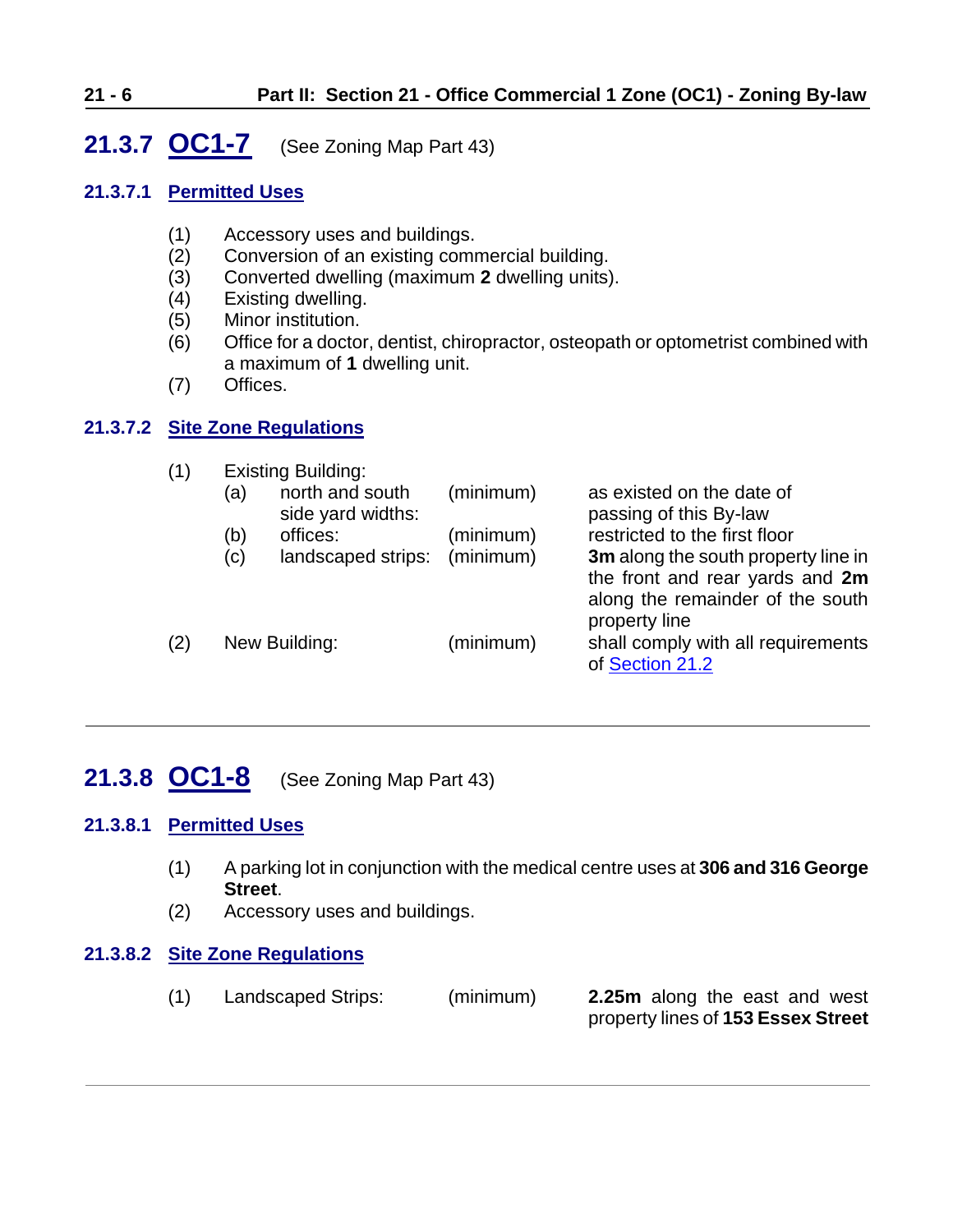## 21.3.7 OC1-7 (See Zoning Map Part 43)

### 21.3.7.1 Permitted Uses

(1) Accessory uses and buildings.
(2) Conversion of an existing commercial building.
(3) Converted dwelling (maximum **2** dwelling units).
(4) Existing dwelling.
(5) Minor institution.
(6) Office for a doctor, dentist, chiropractor, osteopath or optometrist combined with a maximum of **1** dwelling unit.
(7) Offices.

### 21.3.7.2 Site Zone Regulations

| | | | | |
|---|---|---|---|---|
| (1) | Existing Building: | | | |
| | (a) | north and south side yard widths: | (minimum) | as existed on the date of passing of this By-law |
| | (b) | offices: | (minimum) | restricted to the first floor |
| | (c) | landscaped strips: | (minimum) | **3m** along the south property line in the front and rear yards and **2m** along the remainder of the south property line |
| (2) | New Building: | | (minimum) | shall comply with all requirements of Section 21.2 |

---

## 21.3.8 OC1-8 (See Zoning Map Part 43)

### 21.3.8.1 Permitted Uses

(1) A parking lot in conjunction with the medical centre uses at **306 and 316 George Street**.
(2) Accessory uses and buildings.

### 21.3.8.2 Site Zone Regulations

| | | | |
|---|---|---|---|
| (1) | Landscaped Strips: | (minimum) | **2.25m** along the east and west property lines of **153 Essex Street** |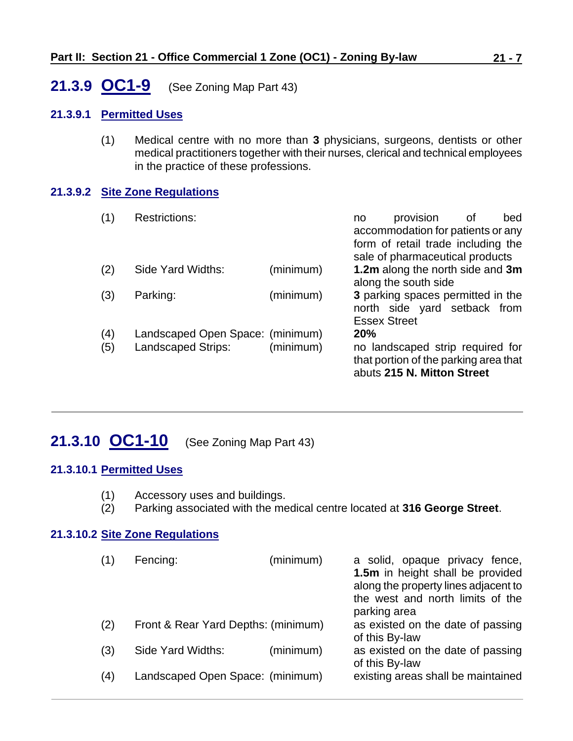## 21.3.9 OC1-9 (See Zoning Map Part 43)

### 21.3.9.1 Permitted Uses

(1) Medical centre with no more than **3** physicians, surgeons, dentists or other medical practitioners together with their nurses, clerical and technical employees in the practice of these professions.

### 21.3.9.2 Site Zone Regulations

| | | | |
|---|---|---|---|
| (1) | Restrictions: | | no provision of bed accommodation for patients or any form of retail trade including the sale of pharmaceutical products |
| (2) | Side Yard Widths: | (minimum) | **1.2m** along the north side and **3m** along the south side |
| (3) | Parking: | (minimum) | **3** parking spaces permitted in the north side yard setback from Essex Street |
| (4) | Landscaped Open Space: | (minimum) | **20%** |
| (5) | Landscaped Strips: | (minimum) | no landscaped strip required for that portion of the parking area that abuts **215 N. Mitton Street** |

---

## 21.3.10 OC1-10 (See Zoning Map Part 43)

### 21.3.10.1 Permitted Uses

(1) Accessory uses and buildings.
(2) Parking associated with the medical centre located at **316 George Street**.

### 21.3.10.2 Site Zone Regulations

| | | | |
|---|---|---|---|
| (1) | Fencing: | (minimum) | a solid, opaque privacy fence, **1.5m** in height shall be provided along the property lines adjacent to the west and north limits of the parking area |
| (2) | Front & Rear Yard Depths: | (minimum) | as existed on the date of passing of this By-law |
| (3) | Side Yard Widths: | (minimum) | as existed on the date of passing of this By-law |
| (4) | Landscaped Open Space: | (minimum) | existing areas shall be maintained |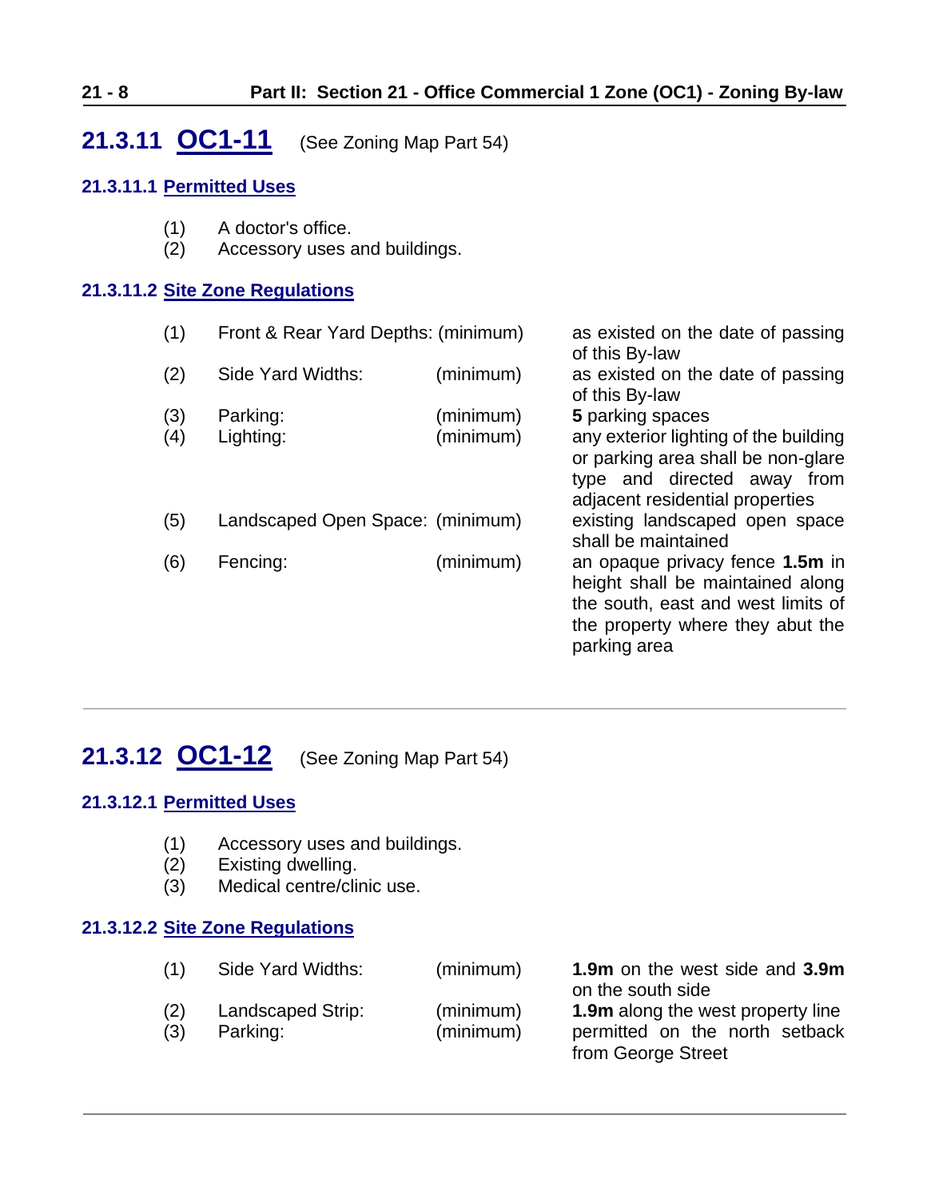## 21.3.11 OC1-11 (See Zoning Map Part 54)

### 21.3.11.1 Permitted Uses

(1) A doctor's office.
(2) Accessory uses and buildings.

### 21.3.11.2 Site Zone Regulations

| | | | |
|---|---|---|---|
| (1) | Front & Rear Yard Depths: | (minimum) | as existed on the date of passing of this By-law |
| (2) | Side Yard Widths: | (minimum) | as existed on the date of passing of this By-law |
| (3) | Parking: | (minimum) | **5** parking spaces |
| (4) | Lighting: | (minimum) | any exterior lighting of the building or parking area shall be non-glare type and directed away from adjacent residential properties |
| (5) | Landscaped Open Space: | (minimum) | existing landscaped open space shall be maintained |
| (6) | Fencing: | (minimum) | an opaque privacy fence **1.5m** in height shall be maintained along the south, east and west limits of the property where they abut the parking area |

---

## 21.3.12 OC1-12 (See Zoning Map Part 54)

### 21.3.12.1 Permitted Uses

(1) Accessory uses and buildings.
(2) Existing dwelling.
(3) Medical centre/clinic use.

### 21.3.12.2 Site Zone Regulations

| | | | |
|---|---|---|---|
| (1) | Side Yard Widths: | (minimum) | **1.9m** on the west side and **3.9m** on the south side |
| (2) | Landscaped Strip: | (minimum) | **1.9m** along the west property line |
| (3) | Parking: | (minimum) | permitted on the north setback from George Street |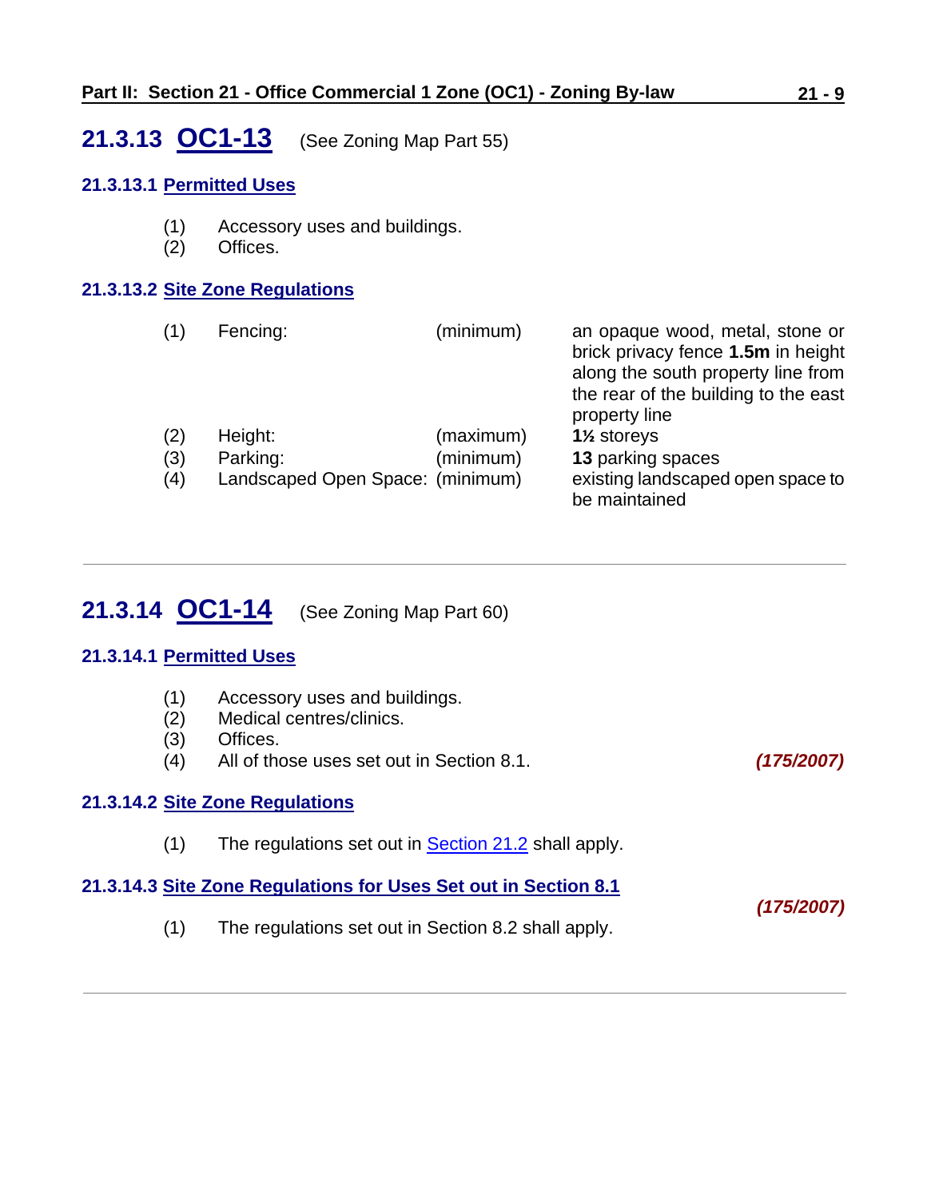## 21.3.13 OC1-13 (See Zoning Map Part 55)

### 21.3.13.1 Permitted Uses

(1) Accessory uses and buildings.
(2) Offices.

### 21.3.13.2 Site Zone Regulations

| | | | |
|---|---|---|---|
| (1) | Fencing: | (minimum) | an opaque wood, metal, stone or brick privacy fence **1.5m** in height along the south property line from the rear of the building to the east property line |
| (2) | Height: | (maximum) | **1½** storeys |
| (3) | Parking: | (minimum) | **13** parking spaces |
| (4) | Landscaped Open Space: | (minimum) | existing landscaped open space to be maintained |

---

## 21.3.14 OC1-14 (See Zoning Map Part 60)

### 21.3.14.1 Permitted Uses

(1) Accessory uses and buildings.
(2) Medical centres/clinics.
(3) Offices.
(4) All of those uses set out in Section 8.1. ***(175/2007)***

### 21.3.14.2 Site Zone Regulations

(1) The regulations set out in Section 21.2 shall apply.

### 21.3.14.3 Site Zone Regulations for Uses Set out in Section 8.1

***(175/2007)***

(1) The regulations set out in Section 8.2 shall apply.

---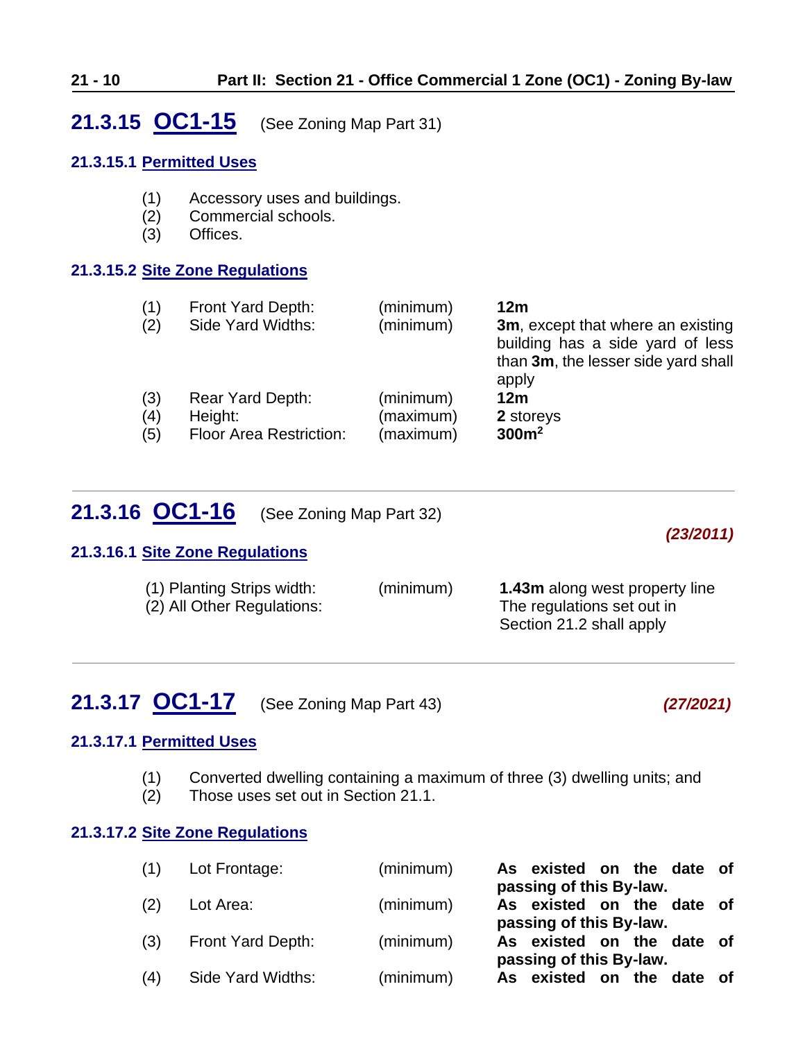## 21.3.15 OC1-15 (See Zoning Map Part 31)

### 21.3.15.1 Permitted Uses

(1) Accessory uses and buildings.
(2) Commercial schools.
(3) Offices.

### 21.3.15.2 Site Zone Regulations

| | | | |
|---|---|---|---|
| (1) | Front Yard Depth: | (minimum) | **12m** |
| (2) | Side Yard Widths: | (minimum) | **3m**, except that where an existing building has a side yard of less than **3m**, the lesser side yard shall apply |
| (3) | Rear Yard Depth: | (minimum) | **12m** |
| (4) | Height: | (maximum) | **2** storeys |
| (5) | Floor Area Restriction: | (maximum) | **300m²** |

---

## 21.3.16 OC1-16 (See Zoning Map Part 32)

***(23/2011)***

### 21.3.16.1 Site Zone Regulations

| | | |
|---|---|---|
| (1) Planting Strips width: | (minimum) | **1.43m** along west property line |
| (2) All Other Regulations: | | The regulations set out in Section 21.2 shall apply |

---

## 21.3.17 OC1-17 (See Zoning Map Part 43)

***(27/2021)***

### 21.3.17.1 Permitted Uses

(1) Converted dwelling containing a maximum of three (3) dwelling units; and
(2) Those uses set out in Section 21.1.

### 21.3.17.2 Site Zone Regulations

| | | | |
|---|---|---|---|
| (1) | Lot Frontage: | (minimum) | **As existed on the date of passing of this By-law.** |
| (2) | Lot Area: | (minimum) | **As existed on the date of passing of this By-law.** |
| (3) | Front Yard Depth: | (minimum) | **As existed on the date of passing of this By-law.** |
| (4) | Side Yard Widths: | (minimum) | **As existed on the date of** |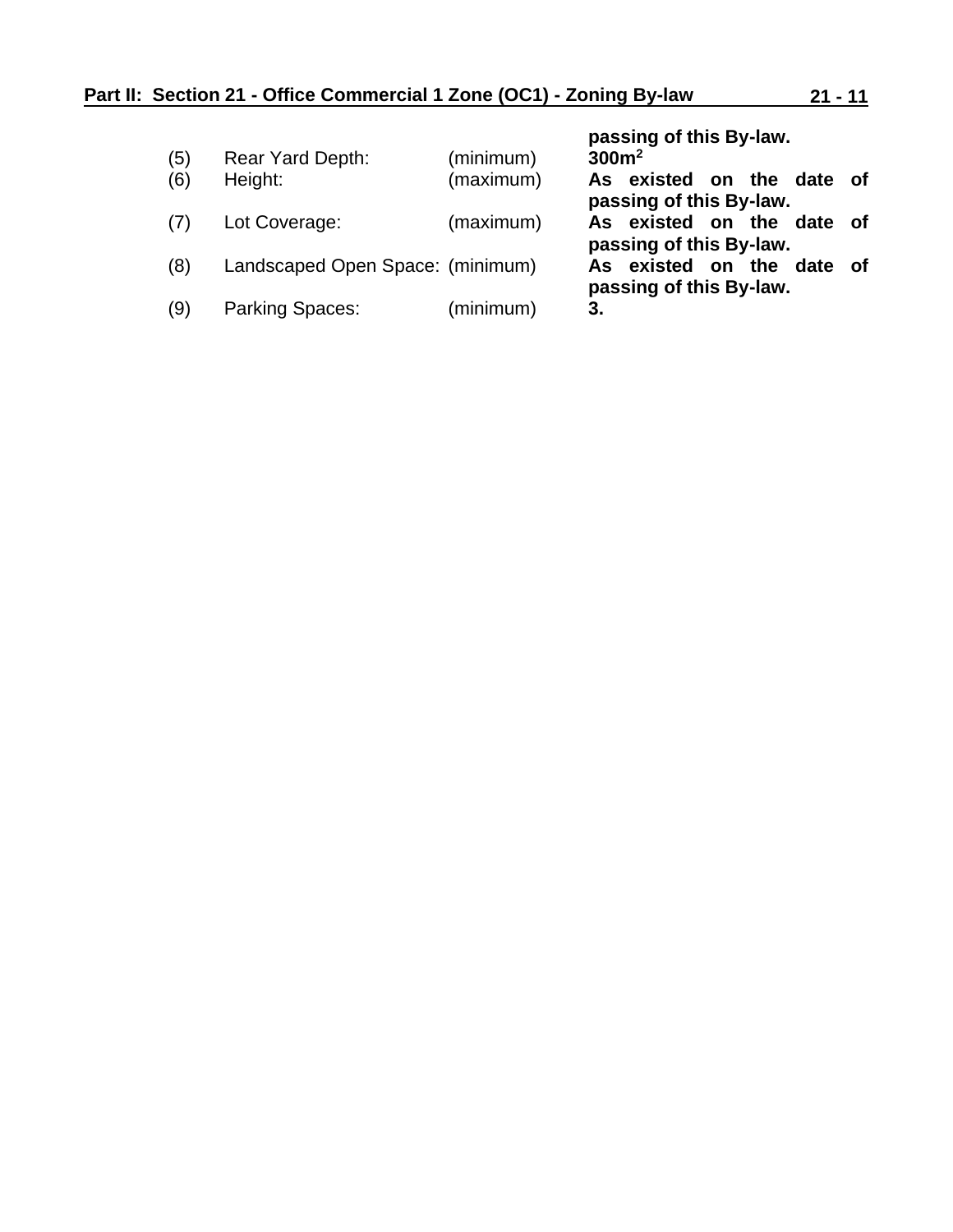| | | | |
|---|---|---|---|
| | | | **passing of this By-law.** |
| (5) | Rear Yard Depth: | (minimum) | **300m$^2$** |
| (6) | Height: | (maximum) | **As existed on the date of passing of this By-law.** |
| (7) | Lot Coverage: | (maximum) | **As existed on the date of passing of this By-law.** |
| (8) | Landscaped Open Space: | (minimum) | **As existed on the date of passing of this By-law.** |
| (9) | Parking Spaces: | (minimum) | **3.** |